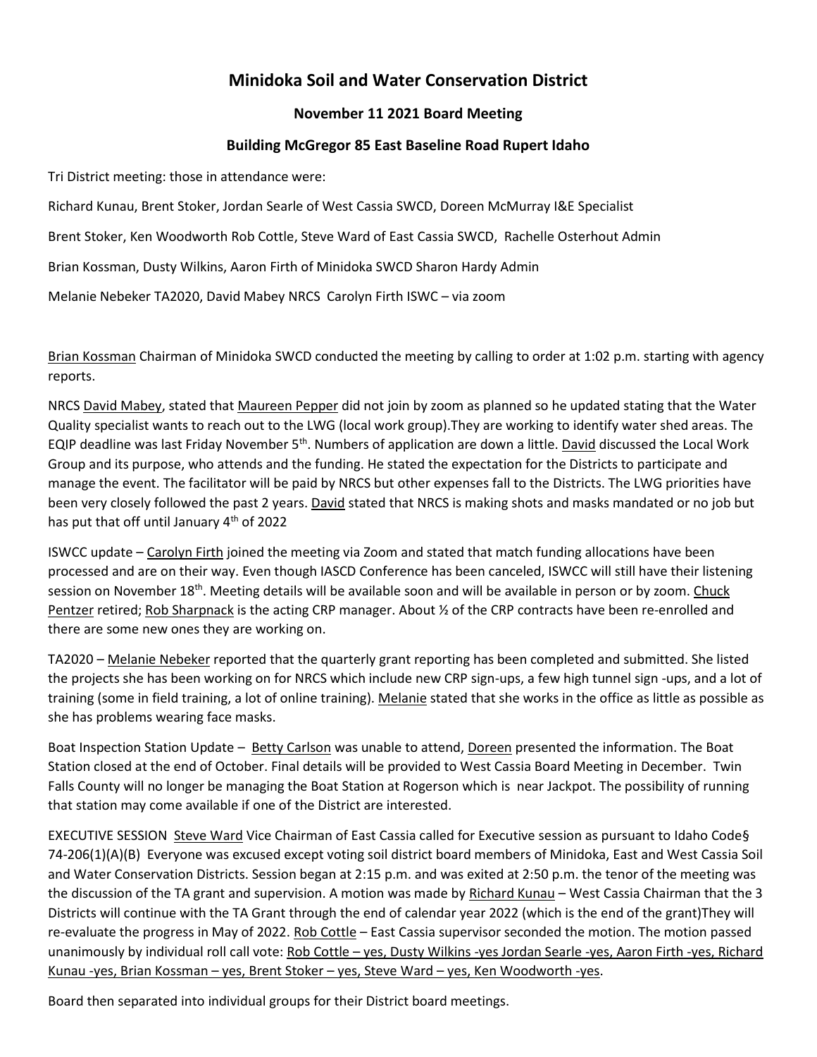# Minidoka Soil and Water Conservation District

## November 11 2021 Board Meeting

### Building McGregor 85 East Baseline Road Rupert Idaho

Tri District meeting: those in attendance were:

Richard Kunau, Brent Stoker, Jordan Searle of West Cassia SWCD, Doreen McMurray I&E Specialist

Brent Stoker, Ken Woodworth Rob Cottle, Steve Ward of East Cassia SWCD, Rachelle Osterhout Admin

Brian Kossman, Dusty Wilkins, Aaron Firth of Minidoka SWCD Sharon Hardy Admin

Melanie Nebeker TA2020, David Mabey NRCS Carolyn Firth ISWC – via zoom

Brian Kossman Chairman of Minidoka SWCD conducted the meeting by calling to order at 1:02 p.m. starting with agency reports.

NRCS David Mabey, stated that Maureen Pepper did not join by zoom as planned so he updated stating that the Water Quality specialist wants to reach out to the LWG (local work group).They are working to identify water shed areas. The EQIP deadline was last Friday November 5th. Numbers of application are down a little. David discussed the Local Work Group and its purpose, who attends and the funding. He stated the expectation for the Districts to participate and manage the event. The facilitator will be paid by NRCS but other expenses fall to the Districts. The LWG priorities have been very closely followed the past 2 years. David stated that NRCS is making shots and masks mandated or no job but has put that off until January 4th of 2022

ISWCC update – Carolyn Firth joined the meeting via Zoom and stated that match funding allocations have been processed and are on their way. Even though IASCD Conference has been canceled, ISWCC will still have their listening session on November 18th. Meeting details will be available soon and will be available in person or by zoom. Chuck Pentzer retired; Rob Sharpnack is the acting CRP manager. About ½ of the CRP contracts have been re-enrolled and there are some new ones they are working on.

TA2020 – Melanie Nebeker reported that the quarterly grant reporting has been completed and submitted. She listed the projects she has been working on for NRCS which include new CRP sign-ups, a few high tunnel sign -ups, and a lot of training (some in field training, a lot of online training). Melanie stated that she works in the office as little as possible as she has problems wearing face masks.

Boat Inspection Station Update – Betty Carlson was unable to attend, Doreen presented the information. The Boat Station closed at the end of October. Final details will be provided to West Cassia Board Meeting in December. Twin Falls County will no longer be managing the Boat Station at Rogerson which is near Jackpot. The possibility of running that station may come available if one of the District are interested.

EXECUTIVE SESSION Steve Ward Vice Chairman of East Cassia called for Executive session as pursuant to Idaho Code§ 74-206(1)(A)(B) Everyone was excused except voting soil district board members of Minidoka, East and West Cassia Soil and Water Conservation Districts. Session began at 2:15 p.m. and was exited at 2:50 p.m. the tenor of the meeting was the discussion of the TA grant and supervision. A motion was made by Richard Kunau – West Cassia Chairman that the 3 Districts will continue with the TA Grant through the end of calendar year 2022 (which is the end of the grant)They will re-evaluate the progress in May of 2022. Rob Cottle – East Cassia supervisor seconded the motion. The motion passed unanimously by individual roll call vote: Rob Cottle – yes, Dusty Wilkins -yes Jordan Searle -yes, Aaron Firth -yes, Richard Kunau -yes, Brian Kossman – yes, Brent Stoker – yes, Steve Ward – yes, Ken Woodworth -yes.

Board then separated into individual groups for their District board meetings.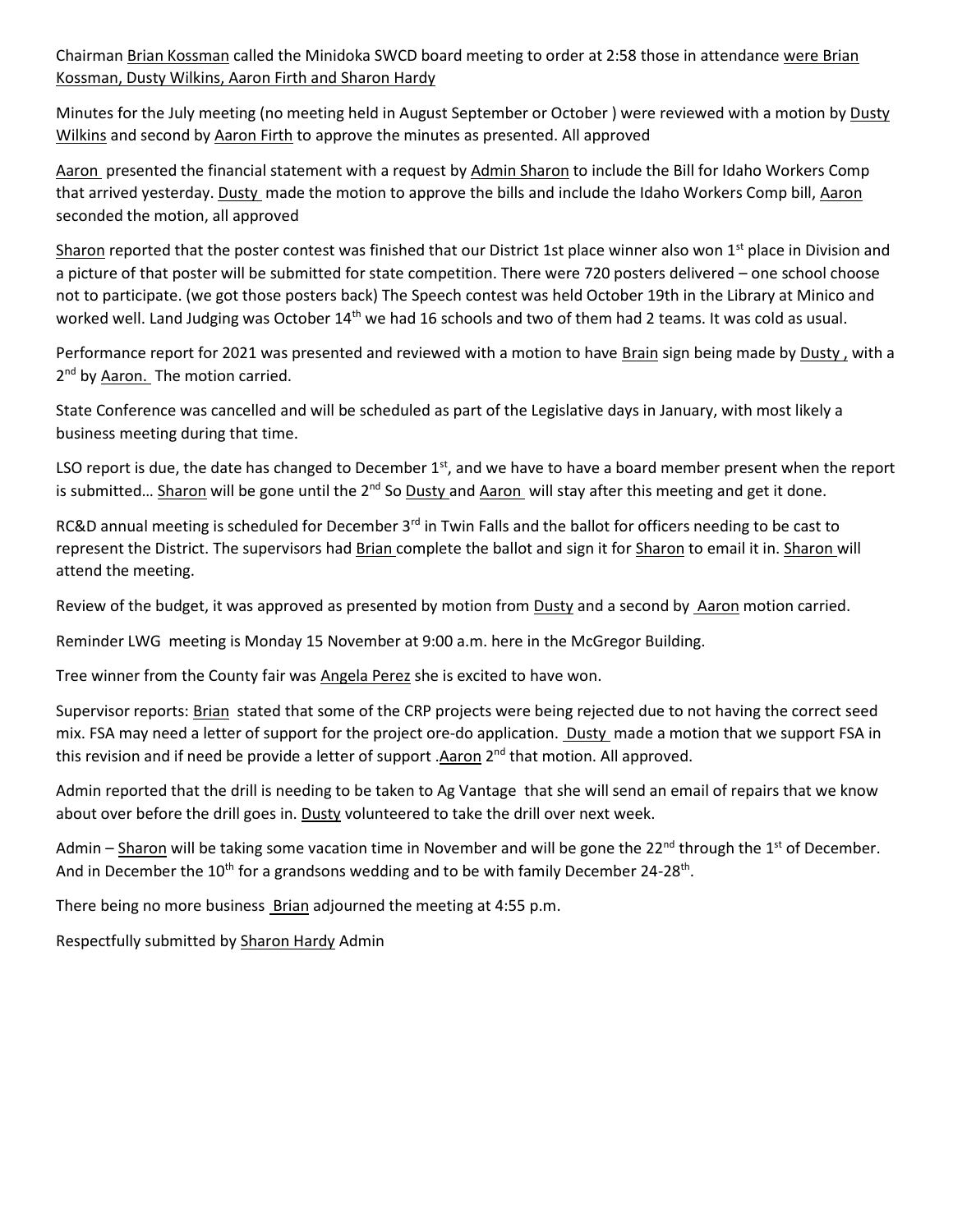Chairman Brian Kossman called the Minidoka SWCD board meeting to order at 2:58 those in attendance were Brian Kossman, Dusty Wilkins, Aaron Firth and Sharon Hardy

Minutes for the July meeting (no meeting held in August September or October ) were reviewed with a motion by Dusty Wilkins and second by Aaron Firth to approve the minutes as presented. All approved

Aaron presented the financial statement with a request by Admin Sharon to include the Bill for Idaho Workers Comp that arrived yesterday. Dusty made the motion to approve the bills and include the Idaho Workers Comp bill, Aaron seconded the motion, all approved

Sharon reported that the poster contest was finished that our District 1st place winner also won 1st place in Division and a picture of that poster will be submitted for state competition. There were 720 posters delivered – one school choose not to participate. (we got those posters back) The Speech contest was held October 19th in the Library at Minico and worked well. Land Judging was October 14th we had 16 schools and two of them had 2 teams. It was cold as usual.

Performance report for 2021 was presented and reviewed with a motion to have Brain sign being made by Dusty , with a 2nd by Aaron. The motion carried.

State Conference was cancelled and will be scheduled as part of the Legislative days in January, with most likely a business meeting during that time.

LSO report is due, the date has changed to December 1st, and we have to have a board member present when the report is submitted… Sharon will be gone until the 2nd So Dusty and Aaron will stay after this meeting and get it done.

RC&D annual meeting is scheduled for December 3rd in Twin Falls and the ballot for officers needing to be cast to represent the District. The supervisors had Brian complete the ballot and sign it for Sharon to email it in. Sharon will attend the meeting.

Review of the budget, it was approved as presented by motion from Dusty and a second by Aaron motion carried.

Reminder LWG meeting is Monday 15 November at 9:00 a.m. here in the McGregor Building.

Tree winner from the County fair was Angela Perez she is excited to have won.

Supervisor reports: Brian stated that some of the CRP projects were being rejected due to not having the correct seed mix. FSA may need a letter of support for the project ore-do application. Dusty made a motion that we support FSA in this revision and if need be provide a letter of support .Aaron 2nd that motion. All approved.

Admin reported that the drill is needing to be taken to Ag Vantage that she will send an email of repairs that we know about over before the drill goes in. Dusty volunteered to take the drill over next week.

Admin – Sharon will be taking some vacation time in November and will be gone the 22nd through the 1st of December. And in December the 10th for a grandsons wedding and to be with family December 24-28th.

There being no more business Brian adjourned the meeting at 4:55 p.m.

Respectfully submitted by Sharon Hardy Admin